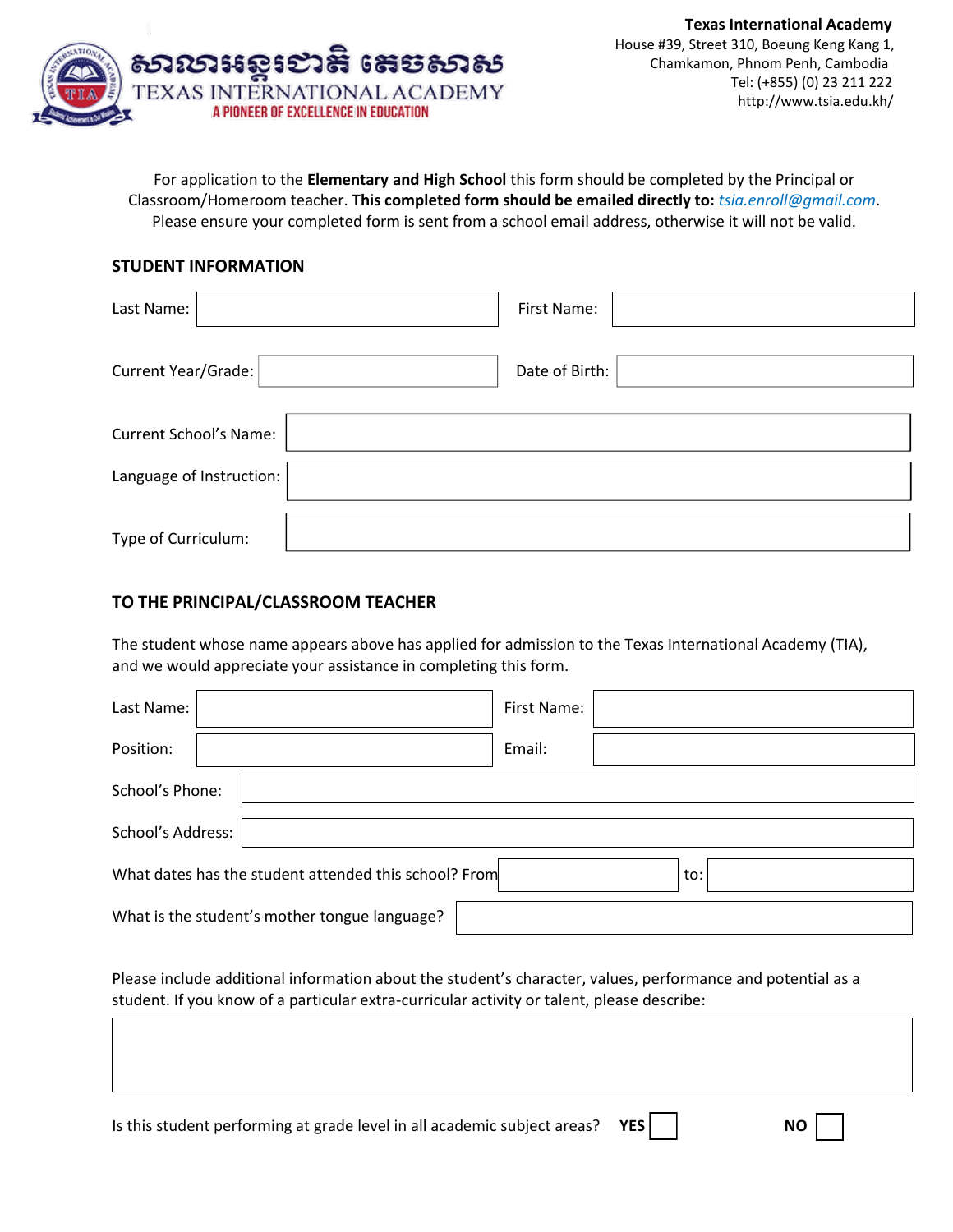សាលាអន្តរជាតិ តេចសាស

TEXAS INTERNATIONAL ACADEMY

A PIONEER OF EXCELLENCE IN EDUCATION

**Texas International Academy**
House #39, Street 310, Boeung Keng Kang 1,
Chamkamon, Phnom Penh, Cambodia
Tel: (+855) (0) 23 211 222
http://www.tsia.edu.kh/

For application to the **Elementary and High School** this form should be completed by the Principal or Classroom/Homeroom teacher. **This completed form should be emailed directly to:** *tsia.enroll@gmail.com*. Please ensure your completed form is sent from a school email address, otherwise it will not be valid.

## STUDENT INFORMATION

Last Name: ____________ First Name: ____________

Current Year/Grade: ____________ Date of Birth: ____________

Current School's Name: ____________

Language of Instruction: ____________

Type of Curriculum: ____________

## TO THE PRINCIPAL/CLASSROOM TEACHER

The student whose name appears above has applied for admission to the Texas International Academy (TIA), and we would appreciate your assistance in completing this form.

Last Name: ____________ First Name: ____________

Position: ____________ Email: ____________

School's Phone: ____________

School's Address: ____________

What dates has the student attended this school? From ____________ to: ____________

What is the student's mother tongue language? ____________

Please include additional information about the student's character, values, performance and potential as a student. If you know of a particular extra-curricular activity or talent, please describe:

____________

Is this student performing at grade level in all academic subject areas? **YES** ☐ **NO** ☐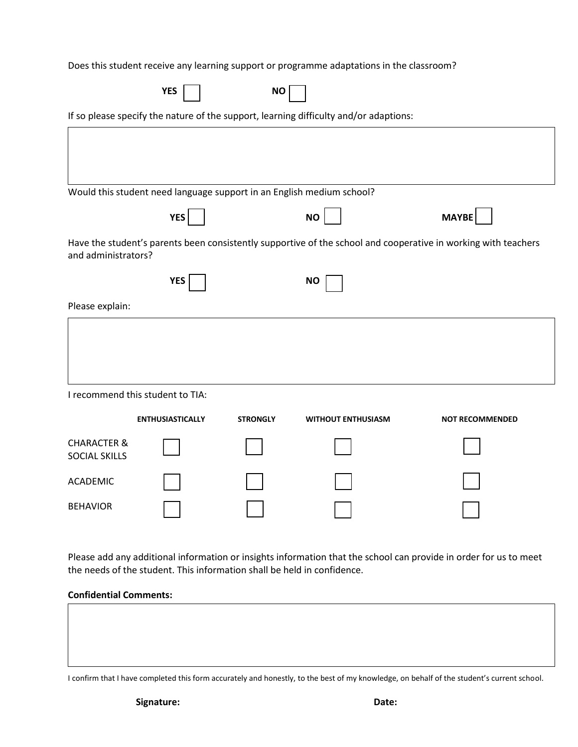Does this student receive any learning support or programme adaptations in the classroom?

YES ☐ NO ☐

If so please specify the nature of the support, learning difficulty and/or adaptions:

Would this student need language support in an English medium school?

YES ☐ NO ☐ MAYBE ☐

Have the student's parents been consistently supportive of the school and cooperative in working with teachers and administrators?

YES ☐ NO ☐

Please explain:

I recommend this student to TIA:

| | ENTHUSIASTICALLY | STRONGLY | WITHOUT ENTHUSIASM | NOT RECOMMENDED |
|---|---|---|---|---|
| CHARACTER & SOCIAL SKILLS | ☐ | ☐ | ☐ | ☐ |
| ACADEMIC | ☐ | ☐ | ☐ | ☐ |
| BEHAVIOR | ☐ | ☐ | ☐ | ☐ |

Please add any additional information or insights information that the school can provide in order for us to meet the needs of the student. This information shall be held in confidence.

**Confidential Comments:**

I confirm that I have completed this form accurately and honestly, to the best of my knowledge, on behalf of the student's current school.

**Signature:** **Date:**